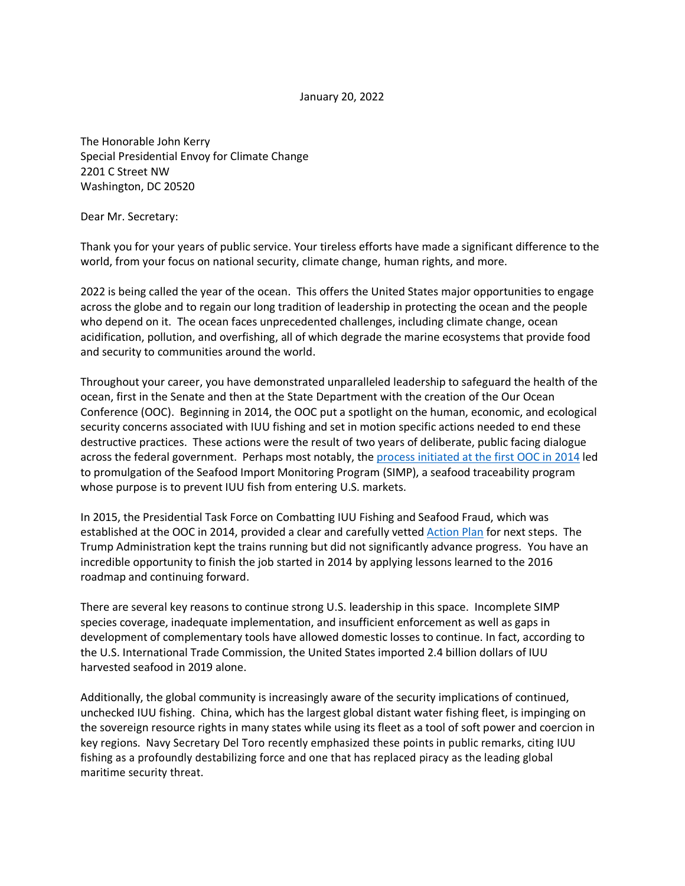January 20, 2022

The Honorable John Kerry
Special Presidential Envoy for Climate Change
2201 C Street NW
Washington, DC 20520

Dear Mr. Secretary:

Thank you for your years of public service. Your tireless efforts have made a significant difference to the world, from your focus on national security, climate change, human rights, and more.

2022 is being called the year of the ocean. This offers the United States major opportunities to engage across the globe and to regain our long tradition of leadership in protecting the ocean and the people who depend on it. The ocean faces unprecedented challenges, including climate change, ocean acidification, pollution, and overfishing, all of which degrade the marine ecosystems that provide food and security to communities around the world.

Throughout your career, you have demonstrated unparalleled leadership to safeguard the health of the ocean, first in the Senate and then at the State Department with the creation of the Our Ocean Conference (OOC). Beginning in 2014, the OOC put a spotlight on the human, economic, and ecological security concerns associated with IUU fishing and set in motion specific actions needed to end these destructive practices. These actions were the result of two years of deliberate, public facing dialogue across the federal government. Perhaps most notably, the process initiated at the first OOC in 2014 led to promulgation of the Seafood Import Monitoring Program (SIMP), a seafood traceability program whose purpose is to prevent IUU fish from entering U.S. markets.

In 2015, the Presidential Task Force on Combatting IUU Fishing and Seafood Fraud, which was established at the OOC in 2014, provided a clear and carefully vetted Action Plan for next steps. The Trump Administration kept the trains running but did not significantly advance progress. You have an incredible opportunity to finish the job started in 2014 by applying lessons learned to the 2016 roadmap and continuing forward.

There are several key reasons to continue strong U.S. leadership in this space. Incomplete SIMP species coverage, inadequate implementation, and insufficient enforcement as well as gaps in development of complementary tools have allowed domestic losses to continue. In fact, according to the U.S. International Trade Commission, the United States imported 2.4 billion dollars of IUU harvested seafood in 2019 alone.

Additionally, the global community is increasingly aware of the security implications of continued, unchecked IUU fishing. China, which has the largest global distant water fishing fleet, is impinging on the sovereign resource rights in many states while using its fleet as a tool of soft power and coercion in key regions. Navy Secretary Del Toro recently emphasized these points in public remarks, citing IUU fishing as a profoundly destabilizing force and one that has replaced piracy as the leading global maritime security threat.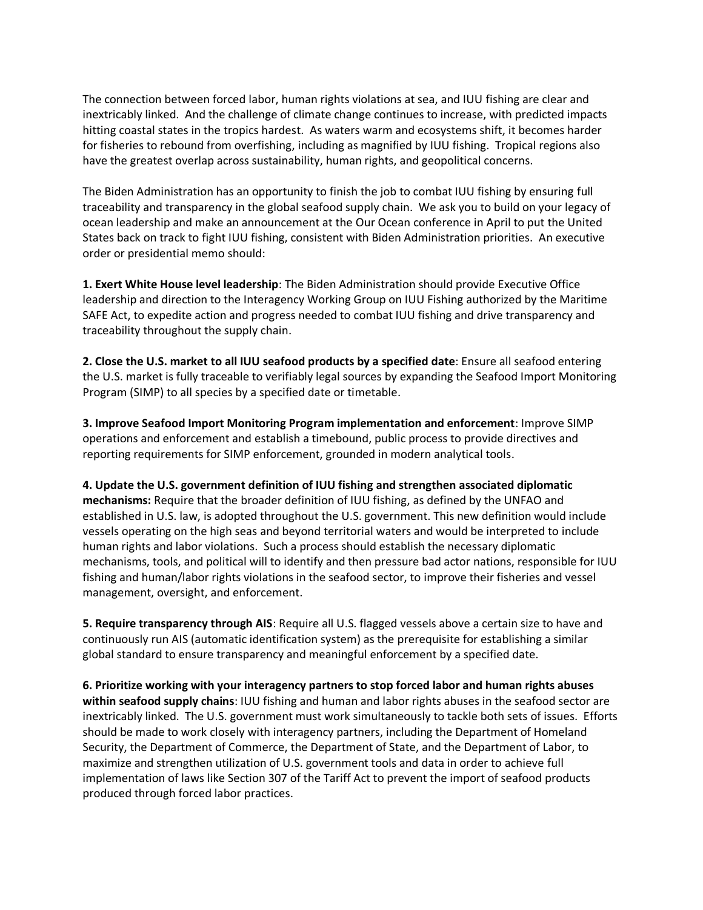The connection between forced labor, human rights violations at sea, and IUU fishing are clear and inextricably linked. And the challenge of climate change continues to increase, with predicted impacts hitting coastal states in the tropics hardest. As waters warm and ecosystems shift, it becomes harder for fisheries to rebound from overfishing, including as magnified by IUU fishing. Tropical regions also have the greatest overlap across sustainability, human rights, and geopolitical concerns.

The Biden Administration has an opportunity to finish the job to combat IUU fishing by ensuring full traceability and transparency in the global seafood supply chain. We ask you to build on your legacy of ocean leadership and make an announcement at the Our Ocean conference in April to put the United States back on track to fight IUU fishing, consistent with Biden Administration priorities. An executive order or presidential memo should:

**1. Exert White House level leadership**: The Biden Administration should provide Executive Office leadership and direction to the Interagency Working Group on IUU Fishing authorized by the Maritime SAFE Act, to expedite action and progress needed to combat IUU fishing and drive transparency and traceability throughout the supply chain.

**2. Close the U.S. market to all IUU seafood products by a specified date**: Ensure all seafood entering the U.S. market is fully traceable to verifiably legal sources by expanding the Seafood Import Monitoring Program (SIMP) to all species by a specified date or timetable.

**3. Improve Seafood Import Monitoring Program implementation and enforcement**: Improve SIMP operations and enforcement and establish a timebound, public process to provide directives and reporting requirements for SIMP enforcement, grounded in modern analytical tools.

**4. Update the U.S. government definition of IUU fishing and strengthen associated diplomatic mechanisms:** Require that the broader definition of IUU fishing, as defined by the UNFAO and established in U.S. law, is adopted throughout the U.S. government. This new definition would include vessels operating on the high seas and beyond territorial waters and would be interpreted to include human rights and labor violations. Such a process should establish the necessary diplomatic mechanisms, tools, and political will to identify and then pressure bad actor nations, responsible for IUU fishing and human/labor rights violations in the seafood sector, to improve their fisheries and vessel management, oversight, and enforcement.

**5. Require transparency through AIS**: Require all U.S. flagged vessels above a certain size to have and continuously run AIS (automatic identification system) as the prerequisite for establishing a similar global standard to ensure transparency and meaningful enforcement by a specified date.

**6. Prioritize working with your interagency partners to stop forced labor and human rights abuses within seafood supply chains**: IUU fishing and human and labor rights abuses in the seafood sector are inextricably linked. The U.S. government must work simultaneously to tackle both sets of issues. Efforts should be made to work closely with interagency partners, including the Department of Homeland Security, the Department of Commerce, the Department of State, and the Department of Labor, to maximize and strengthen utilization of U.S. government tools and data in order to achieve full implementation of laws like Section 307 of the Tariff Act to prevent the import of seafood products produced through forced labor practices.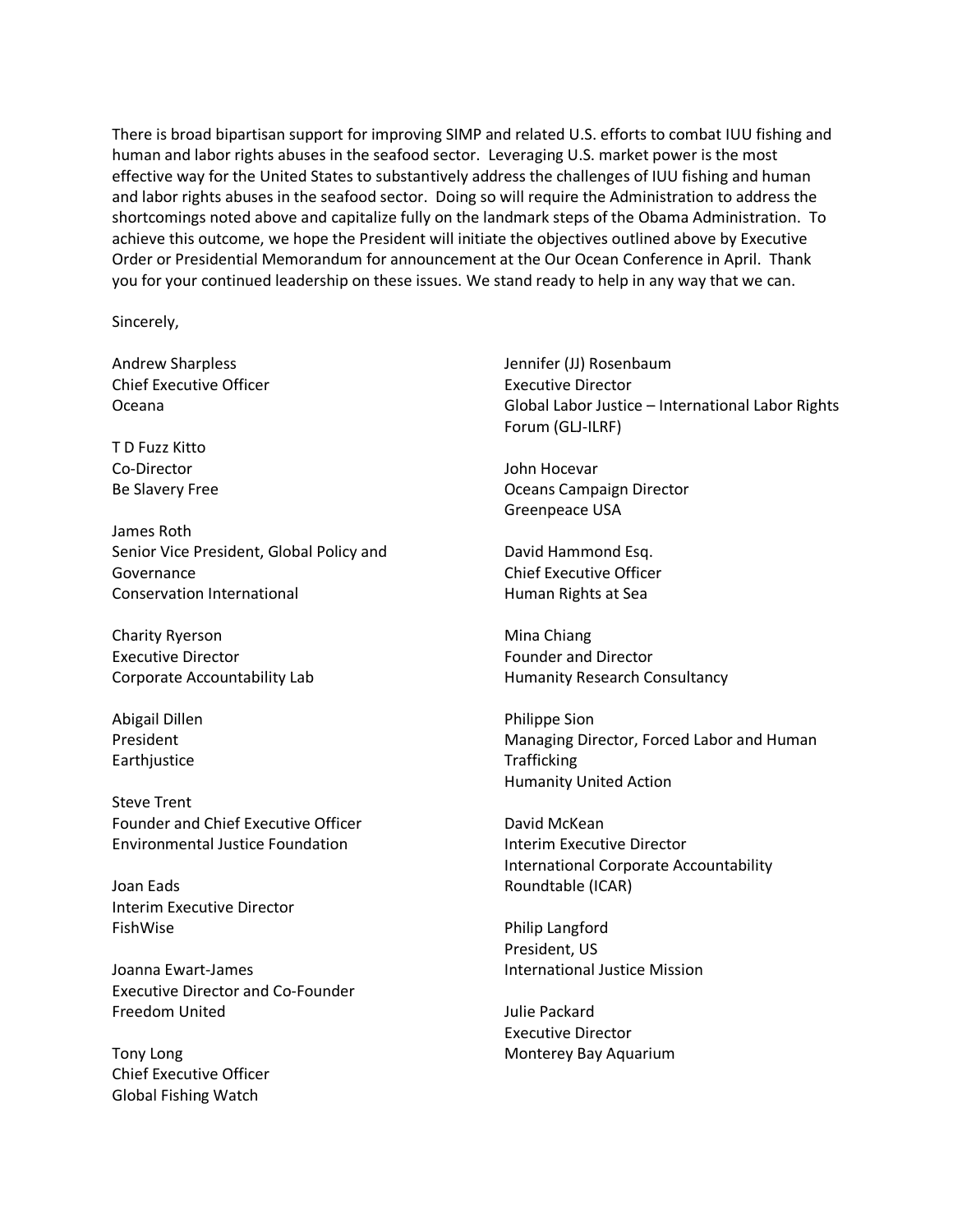There is broad bipartisan support for improving SIMP and related U.S. efforts to combat IUU fishing and human and labor rights abuses in the seafood sector. Leveraging U.S. market power is the most effective way for the United States to substantively address the challenges of IUU fishing and human and labor rights abuses in the seafood sector. Doing so will require the Administration to address the shortcomings noted above and capitalize fully on the landmark steps of the Obama Administration. To achieve this outcome, we hope the President will initiate the objectives outlined above by Executive Order or Presidential Memorandum for announcement at the Our Ocean Conference in April. Thank you for your continued leadership on these issues. We stand ready to help in any way that we can.

Sincerely,

Andrew Sharpless
Chief Executive Officer
Oceana

T D Fuzz Kitto
Co-Director
Be Slavery Free

James Roth
Senior Vice President, Global Policy and Governance
Conservation International

Charity Ryerson
Executive Director
Corporate Accountability Lab

Abigail Dillen
President
Earthjustice

Steve Trent
Founder and Chief Executive Officer
Environmental Justice Foundation

Joan Eads
Interim Executive Director
FishWise

Joanna Ewart-James
Executive Director and Co-Founder
Freedom United

Tony Long
Chief Executive Officer
Global Fishing Watch

Jennifer (JJ) Rosenbaum
Executive Director
Global Labor Justice – International Labor Rights Forum (GLJ-ILRF)

John Hocevar
Oceans Campaign Director
Greenpeace USA

David Hammond Esq.
Chief Executive Officer
Human Rights at Sea

Mina Chiang
Founder and Director
Humanity Research Consultancy

Philippe Sion
Managing Director, Forced Labor and Human Trafficking
Humanity United Action

David McKean
Interim Executive Director
International Corporate Accountability Roundtable (ICAR)

Philip Langford
President, US
International Justice Mission

Julie Packard
Executive Director
Monterey Bay Aquarium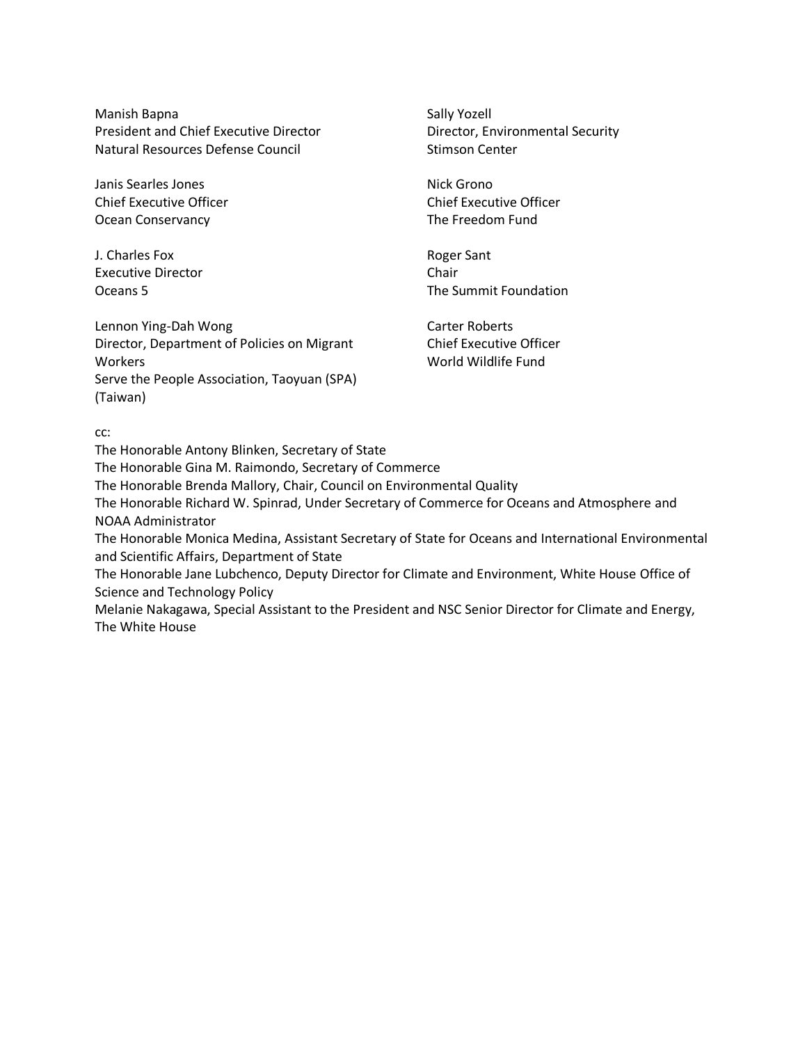Manish Bapna
President and Chief Executive Director
Natural Resources Defense Council

Janis Searles Jones
Chief Executive Officer
Ocean Conservancy

J. Charles Fox
Executive Director
Oceans 5

Lennon Ying-Dah Wong
Director, Department of Policies on Migrant Workers
Serve the People Association, Taoyuan (SPA) (Taiwan)

Sally Yozell
Director, Environmental Security
Stimson Center

Nick Grono
Chief Executive Officer
The Freedom Fund

Roger Sant
Chair
The Summit Foundation

Carter Roberts
Chief Executive Officer
World Wildlife Fund

cc:
The Honorable Antony Blinken, Secretary of State
The Honorable Gina M. Raimondo, Secretary of Commerce
The Honorable Brenda Mallory, Chair, Council on Environmental Quality
The Honorable Richard W. Spinrad, Under Secretary of Commerce for Oceans and Atmosphere and NOAA Administrator
The Honorable Monica Medina, Assistant Secretary of State for Oceans and International Environmental and Scientific Affairs, Department of State
The Honorable Jane Lubchenco, Deputy Director for Climate and Environment, White House Office of Science and Technology Policy
Melanie Nakagawa, Special Assistant to the President and NSC Senior Director for Climate and Energy, The White House